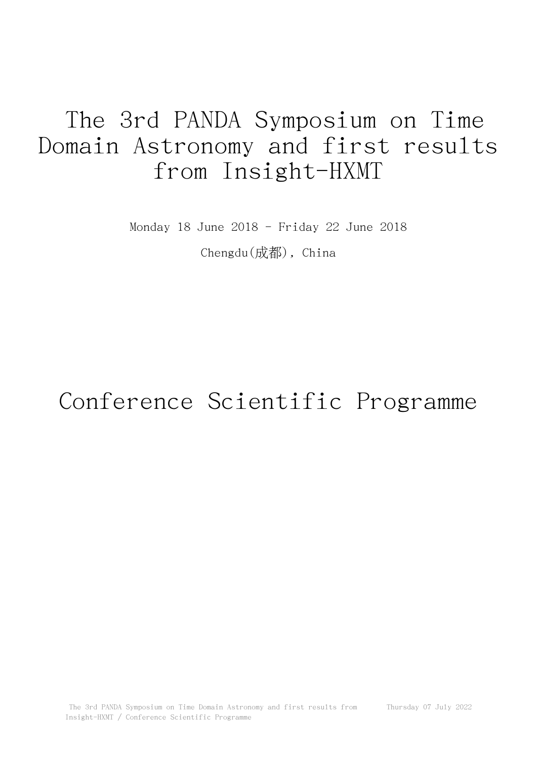# The 3rd PANDA Symposium on Time Domain Astronomy and first results from Insight-HXMT

Monday 18 June 2018 - Friday 22 June 2018

Chengdu(成都), China

# Conference Scientific Programme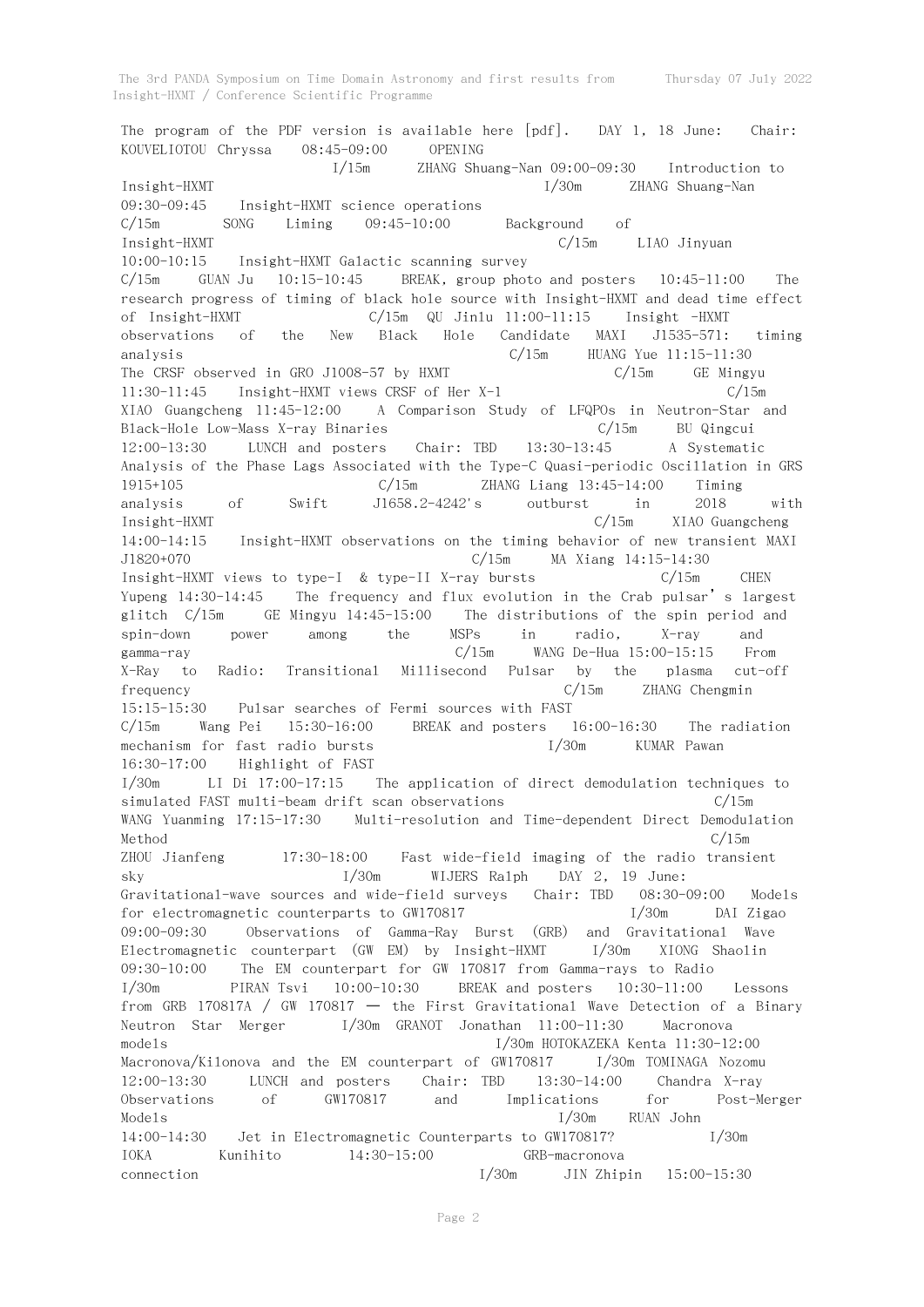The program of the PDF version is available here [pdf]. DAY 1, 18 June: Chair: KOUVELIOTOU Chryssa 08:45-09:00 OPENING I/15m ZHANG Shuang-Nan 09:00-09:30 Introduction to Insight-HXMT I/30m ZHANG Shuang-Nan 09:30-09:45 Insight-HXMT science operations C/15m SONG Liming 09:45-10:00 Background of Insight-HXMT C/15m LIAO Jinyuan 10:00-10:15 Insight-HXMT Galactic scanning survey C/15m GUAN Ju 10:15-10:45 BREAK, group photo and posters 10:45-11:00 The research progress of timing of black hole source with Insight-HXMT and dead time effect of Insight-HXMT C/15m QU Jinlu 11:00-11:15 Insight -HXMT observations of the New Black Hole Candidate MAXI J1535-571: timing analysis C/15m HUANG Yue 11:15-11:30 The CRSF observed in GRO J1008-57 by HXMT C/15m GE Mingyu 11:30-11:45 Insight-HXMT views CRSF of Her X-1 C/15m XIAO Guangcheng 11:45-12:00 A Comparison Study of LFQPOs in Neutron-Star and Black-Hole Low-Mass X-ray Binaries C/15m BU Qingcui 12:00-13:30 LUNCH and posters Chair: TBD 13:30-13:45 A Systematic Analysis of the Phase Lags Associated with the Type-C Quasi-periodic Oscillation in GRS 1915+105 C/15m ZHANG Liang 13:45-14:00 Timing analysis of Swift J1658.2-4242's outburst in 2018 with Insight-HXMT C/15m XIAO Guangcheng 14:00-14:15 Insight-HXMT observations on the timing behavior of new transient MAXI J1820+070 C/15m MA Xiang 14:15-14:30 Insight-HXMT views to type-I & type-II X-ray bursts C/15m CHEN Yupeng 14:30-14:45 The frequency and flux evolution in the Crab pulsar's largest glitch C/15m GE Mingyu 14:45-15:00 The distributions of the spin period and spin-down power among the MSPs in radio, X-ray and gamma-ray C/15m WANG De-Hua 15:00-15:15 From X-Ray to Radio: Transitional Millisecond Pulsar by the plasma cut-off frequency C/15m ZHANG Chengmin 15:15-15:30 Pulsar searches of Fermi sources with FAST C/15m Wang Pei 15:30-16:00 BREAK and posters 16:00-16:30 The radiation mechanism for fast radio bursts I/30m KUMAR Pawan 16:30-17:00 Highlight of FAST I/30m LI Di 17:00-17:15 The application of direct demodulation techniques to simulated FAST multi-beam drift scan observations C/15m WANG Yuanming 17:15-17:30 Multi-resolution and Time-dependent Direct Demodulation Method C/15m ZHOU Jianfeng 17:30-18:00 Fast wide-field imaging of the radio transient sky I/30m WIJERS Ralph DAY 2, 19 June: Gravitational-wave sources and wide-field surveys Chair: TBD 08:30-09:00 Models for electromagnetic counterparts to GW170817 I/30m DAI Zigao 09:00-09:30 Observations of Gamma-Ray Burst (GRB) and Gravitational Wave Electromagnetic counterpart (GW EM) by Insight-HXMT I/30m XIONG Shaolin 09:30-10:00 The EM counterpart for GW 170817 from Gamma-rays to Radio I/30m PIRAN Tsvi 10:00-10:30 BREAK and posters 10:30-11:00 Lessons from GRB 170817A / GW 170817 — the First Gravitational Wave Detection of a Binary Neutron Star Merger I/30m GRANOT Jonathan 11:00-11:30 Macronova models I/30m HOTOKAZEKA Kenta 11:30-12:00 Macronova/Kilonova and the EM counterpart of GW170817 I/30m TOMINAGA Nozomu 12:00-13:30 LUNCH and posters Chair: TBD 13:30-14:00 Chandra X-ray Observations of GW170817 and Implications for Post-Merger Models I/30m RUAN John 14:00-14:30 Jet in Electromagnetic Counterparts to GW170817? I/30m IOKA Kunihito 14:30-15:00 GRB-macronova connection I/30m JIN Zhipin 15:00-15:30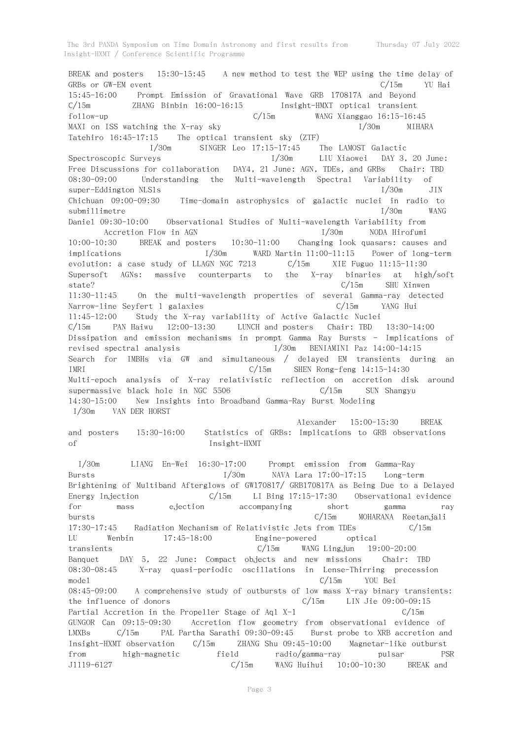BREAK and posters 15:30-15:45 A new method to test the WEP using the time delay of GRBs or GW-EM event C/15m YU Hai 15:45-16:00 Prompt Emission of Gravational Wave GRB 170817A and Beyond C/15m ZHANG Binbin 16:00-16:15 Insight-HMXT optical transient follow-up C/15m WANG Xianggao 16:15-16:45 MAXI on ISS watching the X-ray sky I/30m MIHARA Tatehiro 16:45-17:15 The optical transient sky (ZTF) I/30m SINGER Leo 17:15-17:45 The LAMOST Galactic Spectroscopic Surveys I/30m LIU Xiaowei DAY 3, 20 June: Free Discussions for collaboration DAY4, 21 June: AGN, TDEs, and GRBs Chair: TBD 08:30-09:00 Understanding the Multi-wavelength Spectral Variability of super-Eddington NLS1s I/30m JIN Chichuan 09:00-09:30 Time-domain astrophysics of galactic nuclei in radio to submillimetre I/30m WANG Daniel 09:30-10:00 Observational Studies of Multi-wavelength Variability from Accretion Flow in AGN I/30m NODA Hirofumi 10:00-10:30 BREAK and posters 10:30-11:00 Changing look quasars: causes and implications I/30m WARD Martin 11:00-11:15 Power of long-term evolution: a case study of LLAGN NGC 7213 C/15m XIE Fuguo 11:15-11:30 Supersoft AGNs: massive counterparts to the X-ray binaries at high/soft state? C/15m SHU Xinwen 11:30-11:45 On the multi-wavelength properties of several Gamma-ray detected Narrow-line Seyfert 1 galaxies C/15m YANG Hui 11:45-12:00 Study the X-ray variability of Active Galactic Nuclei C/15m PAN Haiwu 12:00-13:30 LUNCH and posters Chair: TBD 13:30-14:00 Dissipation and emission mechanisms in prompt Gamma Ray Bursts - Implications of revised spectral analysis I/30m BENIAMINI Paz 14:00-14:15 Search for IMBHs via GW and simultaneous / delayed EM transients during an IMRI C/15m SHEN Rong-feng 14:15-14:30 Multi-epoch analysis of X-ray relativistic reflection on accretion disk around supermassive black hole in NGC 5506 C/15m SUN Shangyu 14:30-15:00 New Insights into Broadband Gamma-Ray Burst Modeling I/30m VAN DER HORST Alexander 15:00-15:30 BREAK and posters 15:30-16:00 Statistics of GRBs: Implications to GRB observations of Insight-HMXT I/30m LIANG En-Wei 16:30-17:00 Prompt emission from Gamma-Ray Bursts I/30m NAVA Lara 17:00-17:15 Long-term Brightening of Multiband Afterglows of GW170817/ GRB170817A as Being Due to a Delayed Energy Injection C/15m LI Bing 17:15-17:30 Observational evidence for mass ejection accompanying short gamma ray bursts C/15m MOHARANA Reetanjali 17:30-17:45 Radiation Mechanism of Relativistic Jets from TDEs C/15m LU Wenbin 17:45-18:00 Engine-powered optical transients C/15m WANG Lingjun 19:00-20:00 Banquet DAY 5, 22 June: Compact objects and new missions Chair: TBD 08:30-08:45 X-ray quasi-periodic oscillations in Lense-Thirring precession model C/15m YOU Bei 08:45-09:00 A comprehensive study of outbursts of low mass X-ray binary transients: the influence of donors C/15m LIN Jie 09:00-09:15 Partial Accretion in the Propeller Stage of Aql X-1 C/15m GUNGOR Can 09:15-09:30 Accretion flow geometry from observational evidence of LMXBs C/15m PAL Partha Sarathi 09:30-09:45 Burst probe to XRB accretion and Insight-HMXT observation C/15m ZHANG Shu 09:45-10:00 Magnetar-like outburst from high-magnetic field radio/gamma-ray pulsar PSR J1119-6127 C/15m WANG Huihui 10:00-10:30 BREAK and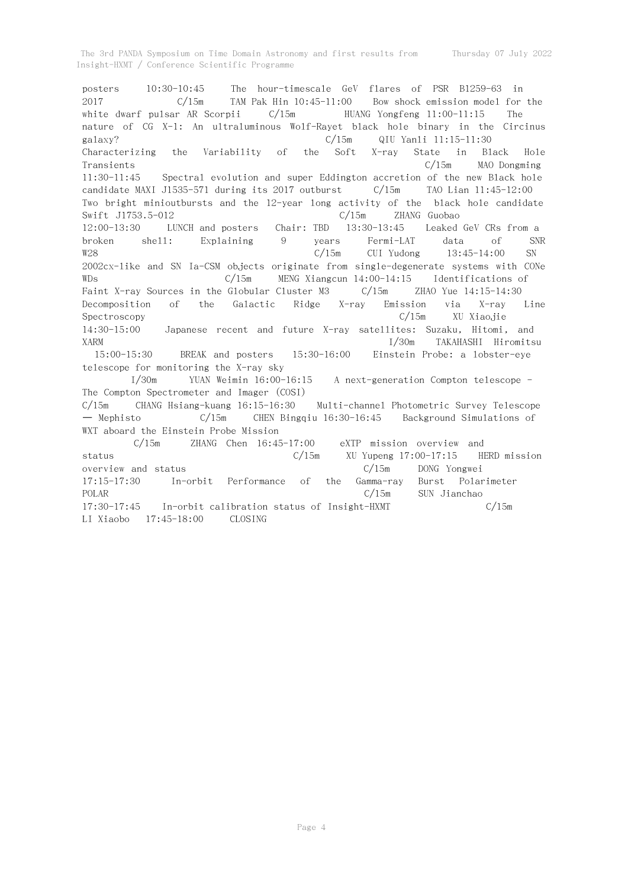posters 10:30-10:45 The hour-timescale GeV flares of PSR B1259-63 in 2017 C/15m TAM Pak Hin 10:45-11:00 Bow shock emission model for the white dwarf pulsar AR Scorpii C/15m HUANG Yongfeng 11:00-11:15 The nature of CG X-1: An ultraluminous Wolf-Rayet black hole binary in the Circinus galaxy? C/15m QIU Yanli 11:15-11:30 Characterizing the Variability of the Soft X-ray State in Black Hole Transients C/15m MAO Dongming 11:30-11:45 Spectral evolution and super Eddington accretion of the new Black hole candidate MAXI J1535-571 during its 2017 outburst C/15m TAO Lian 11:45-12:00 Two bright minioutbursts and the 12-year long activity of the black hole candidate Swift J1753.5-012 C/15m ZHANG Guobao 12:00-13:30 LUNCH and posters Chair: TBD 13:30-13:45 Leaked GeV CRs from a broken shell: Explaining 9 years Fermi-LAT data of SNR W28 C/15m CUI Yudong 13:45-14:00 SN 2002cx-like and SN Ia-CSM objects originate from single-degenerate systems with CONe WDs C/15m MENG Xiangcun 14:00-14:15 Identifications of Faint X-ray Sources in the Globular Cluster M3 C/15m ZHAO Yue 14:15-14:30 Decomposition of the Galactic Ridge X-ray Emission via X-ray Line Spectroscopy C/15m XU Xiaojie 14:30-15:00 Japanese recent and future X-ray satellites: Suzaku, Hitomi, and XARM I/30m TAKAHASHI Hiromitsu 15:00-15:30 BREAK and posters 15:30-16:00 Einstein Probe: a lobster-eye telescope for monitoring the X-ray sky I/30m YUAN Weimin 16:00-16:15 A next-generation Compton telescope - The Compton Spectrometer and Imager (COSI) C/15m CHANG Hsiang-kuang 16:15-16:30 Multi-channel Photometric Survey Telescope — Mephisto C/15m CHEN Bingqiu 16:30-16:45 Background Simulations of WXT aboard the Einstein Probe Mission C/15m ZHANG Chen 16:45-17:00 eXTP mission overview and status C/15m XU Yupeng 17:00-17:15 HERD mission overview and status C/15m DONG Yongwei 17:15-17:30 In-orbit Performance of the Gamma-ray Burst Polarimeter POLAR C/15m SUN Jianchao 17:30-17:45 In-orbit calibration status of Insight-HXMT C/15m LI Xiaobo 17:45-18:00 CLOSING